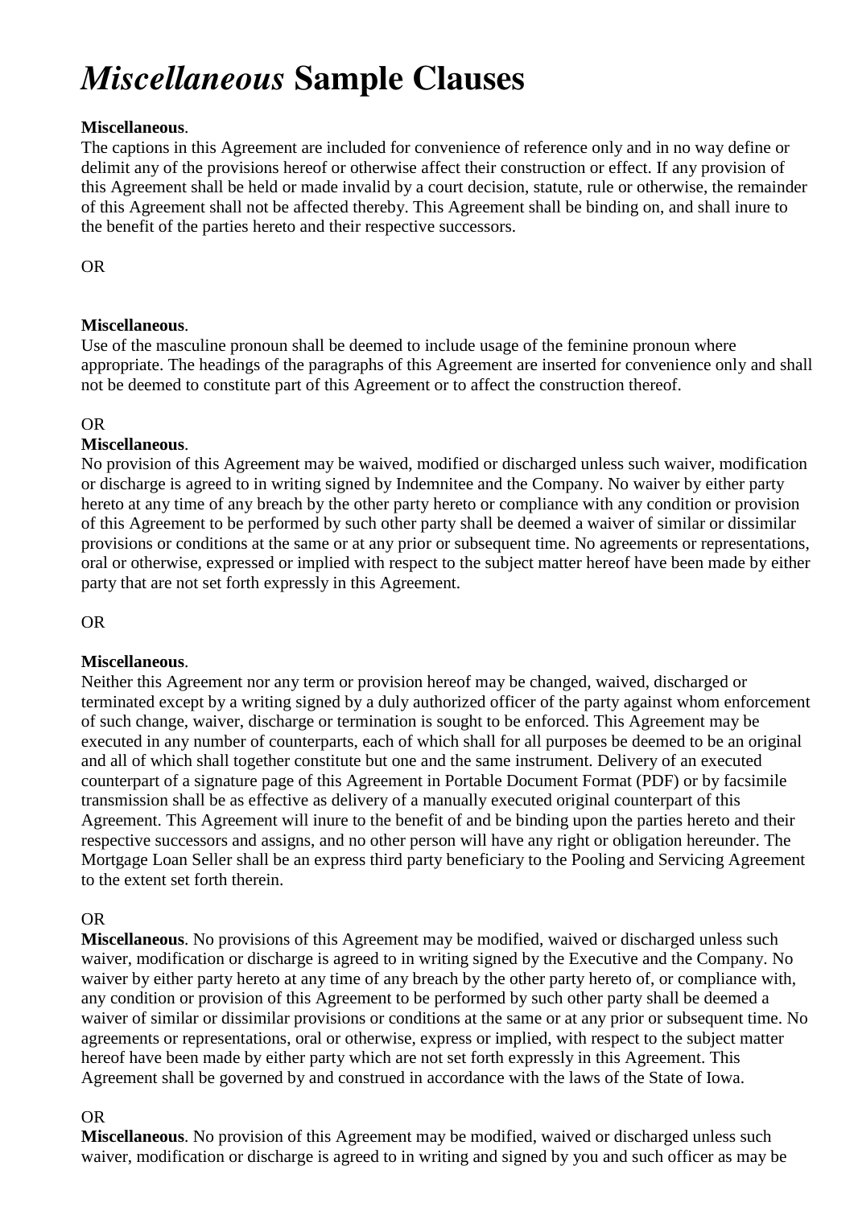# *Miscellaneous* Sample Clauses

**Miscellaneous**.
The captions in this Agreement are included for convenience of reference only and in no way define or delimit any of the provisions hereof or otherwise affect their construction or effect. If any provision of this Agreement shall be held or made invalid by a court decision, statute, rule or otherwise, the remainder of this Agreement shall not be affected thereby. This Agreement shall be binding on, and shall inure to the benefit of the parties hereto and their respective successors.

OR

**Miscellaneous**.
Use of the masculine pronoun shall be deemed to include usage of the feminine pronoun where appropriate. The headings of the paragraphs of this Agreement are inserted for convenience only and shall not be deemed to constitute part of this Agreement or to affect the construction thereof.

OR

**Miscellaneous**.
No provision of this Agreement may be waived, modified or discharged unless such waiver, modification or discharge is agreed to in writing signed by Indemnitee and the Company. No waiver by either party hereto at any time of any breach by the other party hereto or compliance with any condition or provision of this Agreement to be performed by such other party shall be deemed a waiver of similar or dissimilar provisions or conditions at the same or at any prior or subsequent time. No agreements or representations, oral or otherwise, expressed or implied with respect to the subject matter hereof have been made by either party that are not set forth expressly in this Agreement.

OR

**Miscellaneous**.
Neither this Agreement nor any term or provision hereof may be changed, waived, discharged or terminated except by a writing signed by a duly authorized officer of the party against whom enforcement of such change, waiver, discharge or termination is sought to be enforced. This Agreement may be executed in any number of counterparts, each of which shall for all purposes be deemed to be an original and all of which shall together constitute but one and the same instrument. Delivery of an executed counterpart of a signature page of this Agreement in Portable Document Format (PDF) or by facsimile transmission shall be as effective as delivery of a manually executed original counterpart of this Agreement. This Agreement will inure to the benefit of and be binding upon the parties hereto and their respective successors and assigns, and no other person will have any right or obligation hereunder. The Mortgage Loan Seller shall be an express third party beneficiary to the Pooling and Servicing Agreement to the extent set forth therein.

OR

**Miscellaneous**. No provisions of this Agreement may be modified, waived or discharged unless such waiver, modification or discharge is agreed to in writing signed by the Executive and the Company. No waiver by either party hereto at any time of any breach by the other party hereto of, or compliance with, any condition or provision of this Agreement to be performed by such other party shall be deemed a waiver of similar or dissimilar provisions or conditions at the same or at any prior or subsequent time. No agreements or representations, oral or otherwise, express or implied, with respect to the subject matter hereof have been made by either party which are not set forth expressly in this Agreement. This Agreement shall be governed by and construed in accordance with the laws of the State of Iowa.

OR

**Miscellaneous**. No provision of this Agreement may be modified, waived or discharged unless such waiver, modification or discharge is agreed to in writing and signed by you and such officer as may be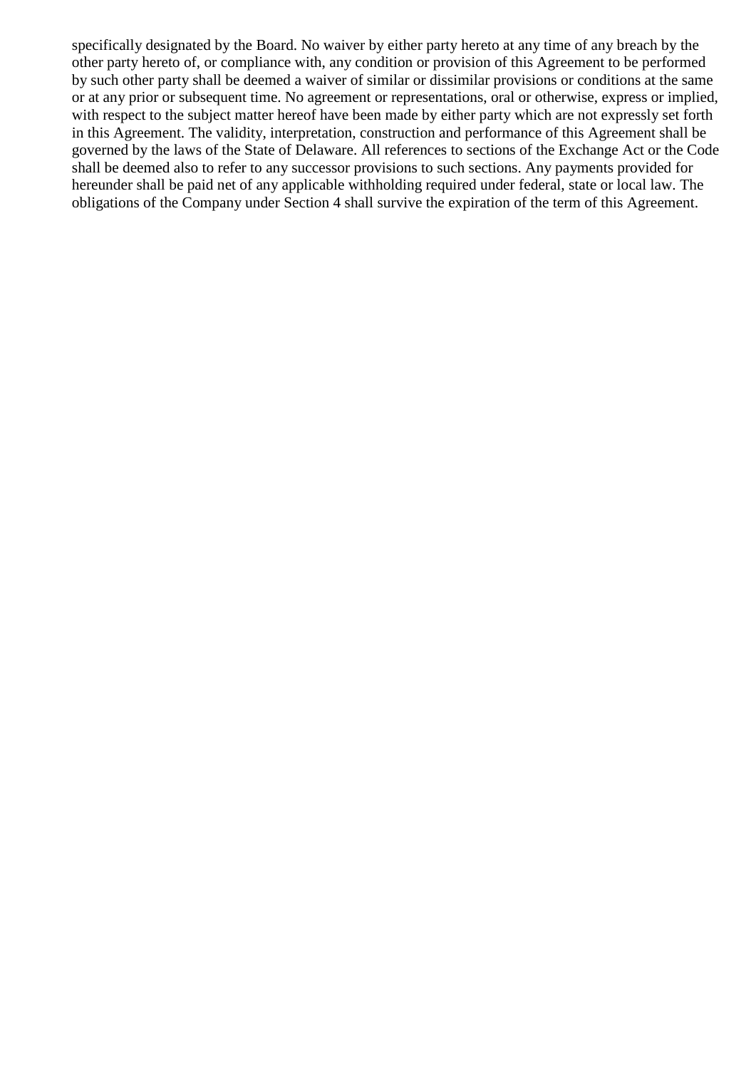specifically designated by the Board. No waiver by either party hereto at any time of any breach by the other party hereto of, or compliance with, any condition or provision of this Agreement to be performed by such other party shall be deemed a waiver of similar or dissimilar provisions or conditions at the same or at any prior or subsequent time. No agreement or representations, oral or otherwise, express or implied, with respect to the subject matter hereof have been made by either party which are not expressly set forth in this Agreement. The validity, interpretation, construction and performance of this Agreement shall be governed by the laws of the State of Delaware. All references to sections of the Exchange Act or the Code shall be deemed also to refer to any successor provisions to such sections. Any payments provided for hereunder shall be paid net of any applicable withholding required under federal, state or local law. The obligations of the Company under Section 4 shall survive the expiration of the term of this Agreement.